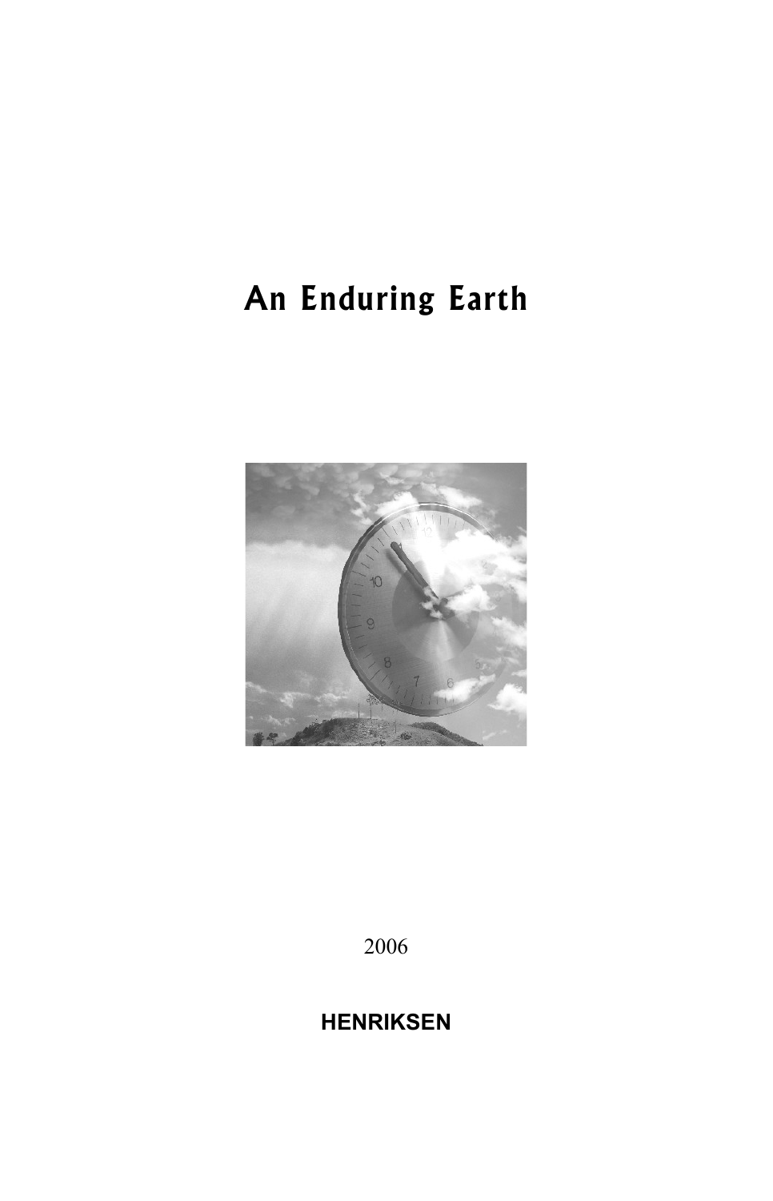# An Enduring Earth

2006

**HENRIKSEN**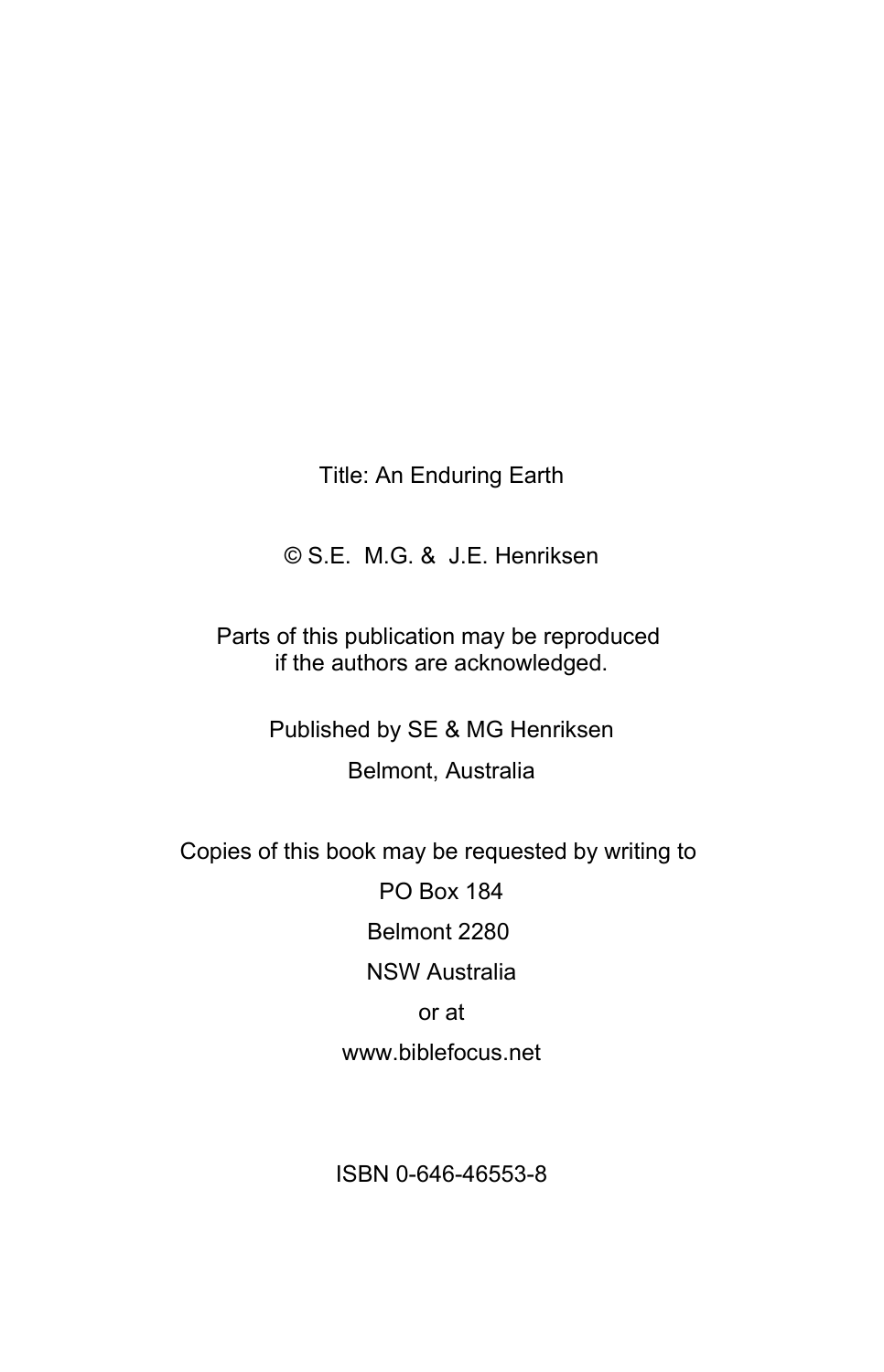Title: An Enduring Earth

© S.E.  M.G. &  J.E. Henriksen

Parts of this publication may be reproduced
if the authors are acknowledged.

Published by SE & MG Henriksen

Belmont, Australia

Copies of this book may be requested by writing to

PO Box 184

Belmont 2280

NSW Australia

or at

www.biblefocus.net

ISBN 0-646-46553-8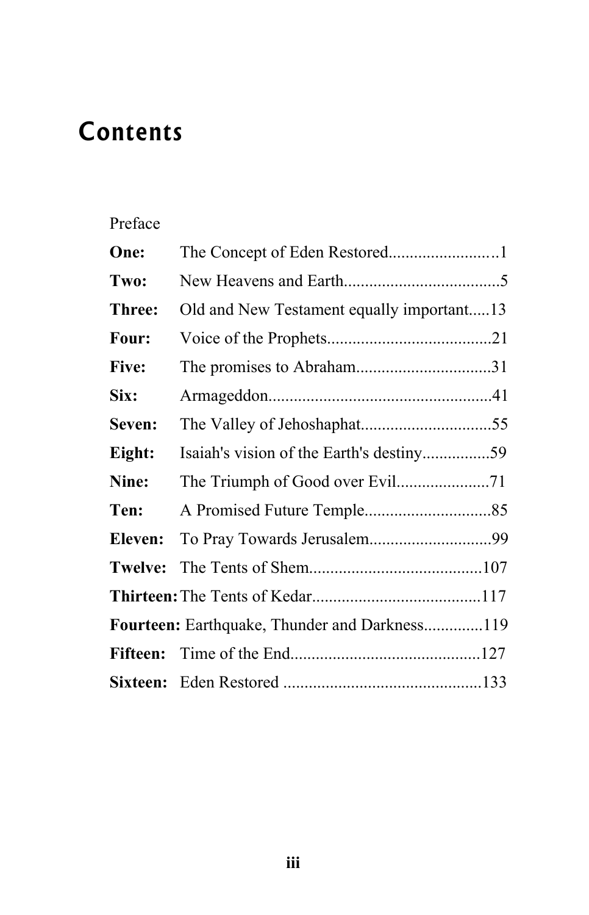# Contents

Preface

**One:** The Concept of Eden Restored........................1

**Two:** New Heavens and Earth....................................5

**Three:** Old and New Testament equally important.....13

**Four:** Voice of the Prophets......................................21

**Five:** The promises to Abraham...............................31

**Six:** Armageddon....................................................41

**Seven:** The Valley of Jehoshaphat..............................55

**Eight:** Isaiah's vision of the Earth's destiny................59

**Nine:** The Triumph of Good over Evil......................71

**Ten:** A Promised Future Temple..............................85

**Eleven:** To Pray Towards Jerusalem.............................99

**Twelve:** The Tents of Shem.........................................107

**Thirteen:** The Tents of Kedar........................................117

**Fourteen:** Earthquake, Thunder and Darkness.............119

**Fifteen:** Time of the End............................................127

**Sixteen:** Eden Restored ..............................................133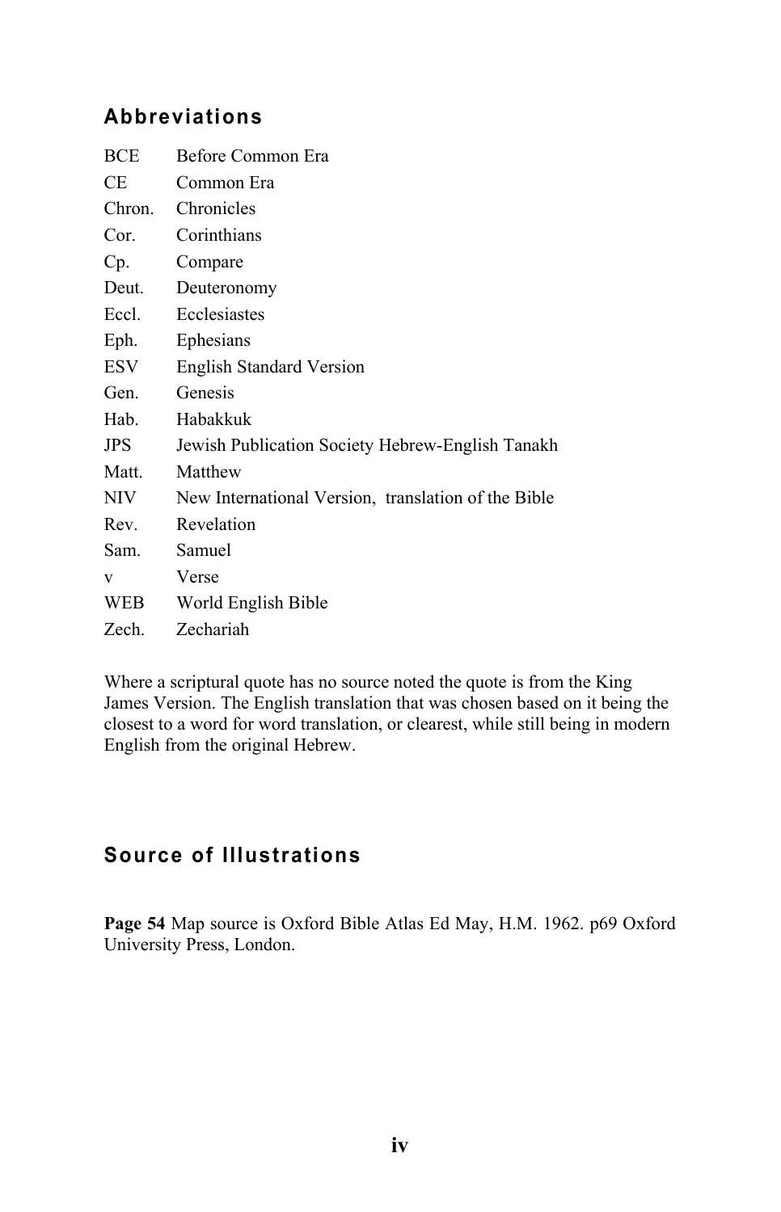## Abbreviations

| | |
|---|---|
| BCE | Before Common Era |
| CE | Common Era |
| Chron. | Chronicles |
| Cor. | Corinthians |
| Cp. | Compare |
| Deut. | Deuteronomy |
| Eccl. | Ecclesiastes |
| Eph. | Ephesians |
| ESV | English Standard Version |
| Gen. | Genesis |
| Hab. | Habakkuk |
| JPS | Jewish Publication Society Hebrew-English Tanakh |
| Matt. | Matthew |
| NIV | New International Version, translation of the Bible |
| Rev. | Revelation |
| Sam. | Samuel |
| v | Verse |
| WEB | World English Bible |
| Zech. | Zechariah |

Where a scriptural quote has no source noted the quote is from the King James Version. The English translation that was chosen based on it being the closest to a word for word translation, or clearest, while still being in modern English from the original Hebrew.

## Source of Illustrations

**Page 54** Map source is Oxford Bible Atlas Ed May, H.M. 1962. p69 Oxford University Press, London.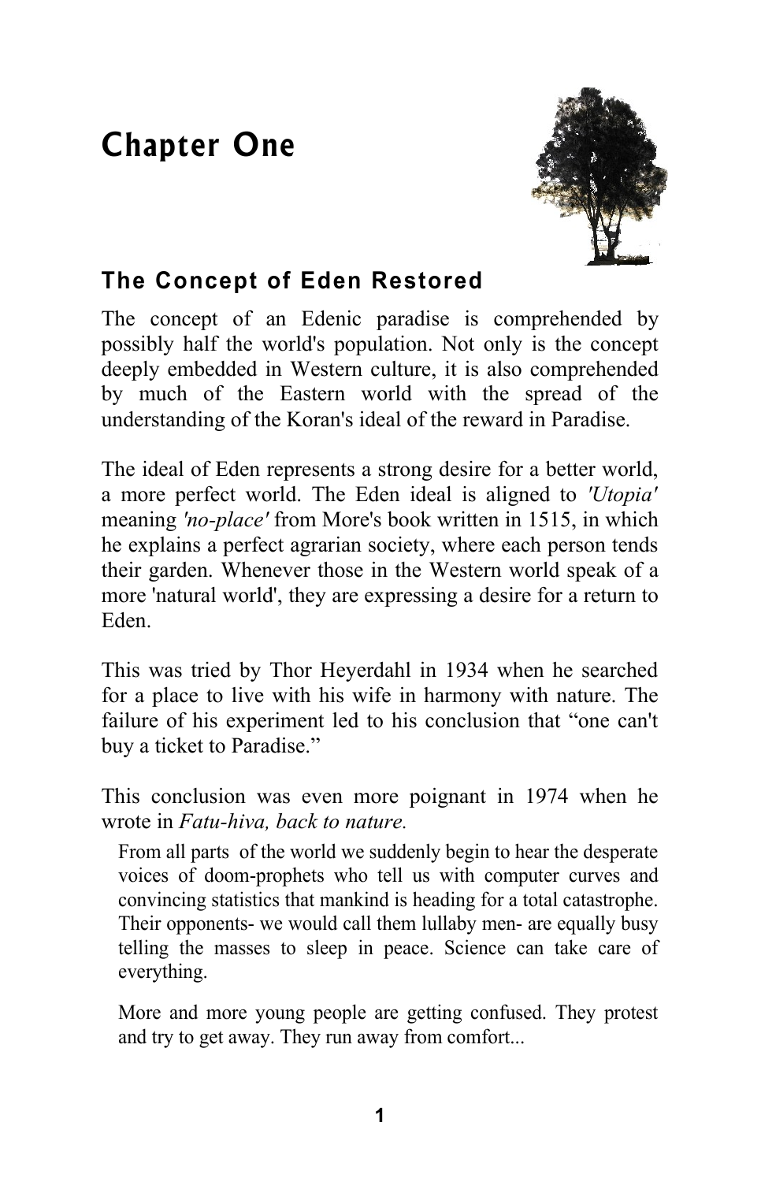# Chapter One

## The Concept of Eden Restored

The concept of an Edenic paradise is comprehended by possibly half the world's population. Not only is the concept deeply embedded in Western culture, it is also comprehended by much of the Eastern world with the spread of the understanding of the Koran's ideal of the reward in Paradise.

The ideal of Eden represents a strong desire for a better world, a more perfect world. The Eden ideal is aligned to *'Utopia'* meaning *'no-place'* from More's book written in 1515, in which he explains a perfect agrarian society, where each person tends their garden. Whenever those in the Western world speak of a more 'natural world', they are expressing a desire for a return to Eden.

This was tried by Thor Heyerdahl in 1934 when he searched for a place to live with his wife in harmony with nature. The failure of his experiment led to his conclusion that "one can't buy a ticket to Paradise."

This conclusion was even more poignant in 1974 when he wrote in *Fatu-hiva, back to nature.*

> From all parts of the world we suddenly begin to hear the desperate voices of doom-prophets who tell us with computer curves and convincing statistics that mankind is heading for a total catastrophe. Their opponents- we would call them lullaby men- are equally busy telling the masses to sleep in peace. Science can take care of everything.
>
> More and more young people are getting confused. They protest and try to get away. They run away from comfort...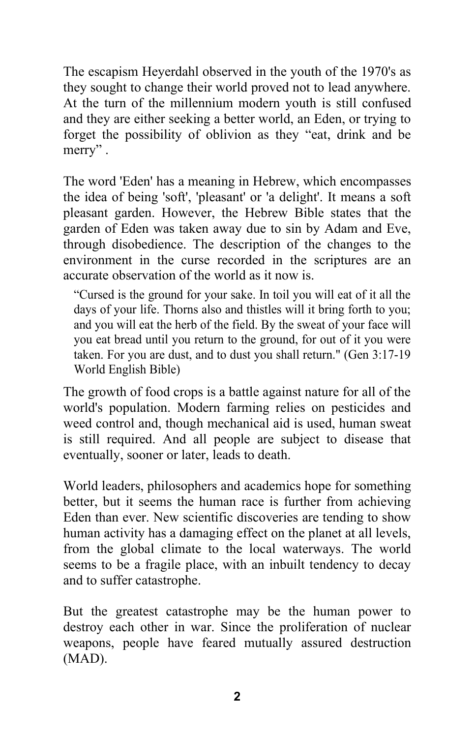The escapism Heyerdahl observed in the youth of the 1970's as they sought to change their world proved not to lead anywhere. At the turn of the millennium modern youth is still confused and they are either seeking a better world, an Eden, or trying to forget the possibility of oblivion as they "eat, drink and be merry" .

The word 'Eden' has a meaning in Hebrew, which encompasses the idea of being 'soft', 'pleasant' or 'a delight'. It means a soft pleasant garden. However, the Hebrew Bible states that the garden of Eden was taken away due to sin by Adam and Eve, through disobedience. The description of the changes to the environment in the curse recorded in the scriptures are an accurate observation of the world as it now is.

> "Cursed is the ground for your sake. In toil you will eat of it all the days of your life. Thorns also and thistles will it bring forth to you; and you will eat the herb of the field. By the sweat of your face will you eat bread until you return to the ground, for out of it you were taken. For you are dust, and to dust you shall return." (Gen 3:17-19 World English Bible)

The growth of food crops is a battle against nature for all of the world's population. Modern farming relies on pesticides and weed control and, though mechanical aid is used, human sweat is still required. And all people are subject to disease that eventually, sooner or later, leads to death.

World leaders, philosophers and academics hope for something better, but it seems the human race is further from achieving Eden than ever. New scientific discoveries are tending to show human activity has a damaging effect on the planet at all levels, from the global climate to the local waterways. The world seems to be a fragile place, with an inbuilt tendency to decay and to suffer catastrophe.

But the greatest catastrophe may be the human power to destroy each other in war. Since the proliferation of nuclear weapons, people have feared mutually assured destruction (MAD).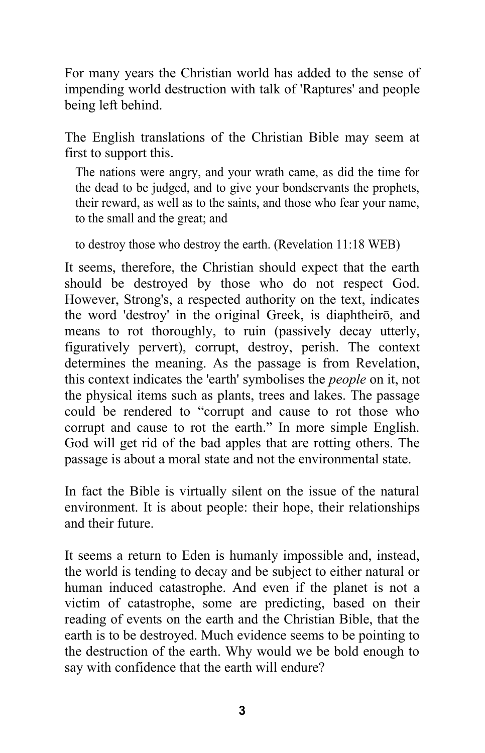For many years the Christian world has added to the sense of impending world destruction with talk of 'Raptures' and people being left behind.

The English translations of the Christian Bible may seem at first to support this.

> The nations were angry, and your wrath came, as did the time for the dead to be judged, and to give your bondservants the prophets, their reward, as well as to the saints, and those who fear your name, to the small and the great; and
>
> to destroy those who destroy the earth. (Revelation 11:18 WEB)

It seems, therefore, the Christian should expect that the earth should be destroyed by those who do not respect God. However, Strong's, a respected authority on the text, indicates the word 'destroy' in the original Greek, is diaphtheirō, and means to rot thoroughly, to ruin (passively decay utterly, figuratively pervert), corrupt, destroy, perish. The context determines the meaning. As the passage is from Revelation, this context indicates the 'earth' symbolises the *people* on it, not the physical items such as plants, trees and lakes. The passage could be rendered to “corrupt and cause to rot those who corrupt and cause to rot the earth.” In more simple English. God will get rid of the bad apples that are rotting others. The passage is about a moral state and not the environmental state.

In fact the Bible is virtually silent on the issue of the natural environment. It is about people: their hope, their relationships and their future.

It seems a return to Eden is humanly impossible and, instead, the world is tending to decay and be subject to either natural or human induced catastrophe. And even if the planet is not a victim of catastrophe, some are predicting, based on their reading of events on the earth and the Christian Bible, that the earth is to be destroyed. Much evidence seems to be pointing to the destruction of the earth. Why would we be bold enough to say with confidence that the earth will endure?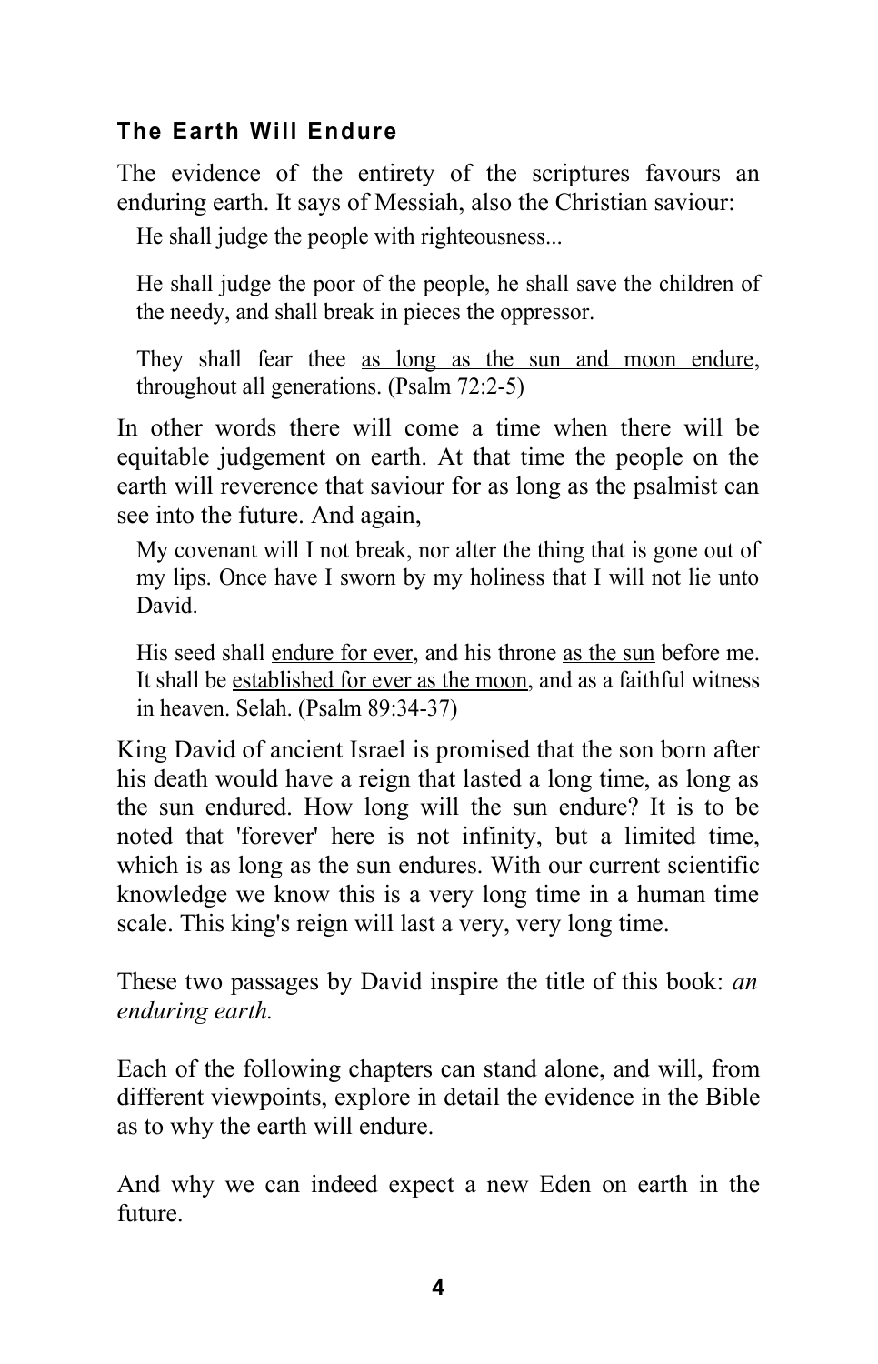### The Earth Will Endure

The evidence of the entirety of the scriptures favours an enduring earth. It says of Messiah, also the Christian saviour:

> He shall judge the people with righteousness...
>
> He shall judge the poor of the people, he shall save the children of the needy, and shall break in pieces the oppressor.
>
> They shall fear thee <u>as long as the sun and moon endure</u>, throughout all generations. (Psalm 72:2-5)

In other words there will come a time when there will be equitable judgement on earth. At that time the people on the earth will reverence that saviour for as long as the psalmist can see into the future. And again,

> My covenant will I not break, nor alter the thing that is gone out of my lips. Once have I sworn by my holiness that I will not lie unto David.
>
> His seed shall <u>endure for ever</u>, and his throne <u>as the sun</u> before me. It shall be <u>established for ever as the moon</u>, and as a faithful witness in heaven. Selah. (Psalm 89:34-37)

King David of ancient Israel is promised that the son born after his death would have a reign that lasted a long time, as long as the sun endured. How long will the sun endure? It is to be noted that 'forever' here is not infinity, but a limited time, which is as long as the sun endures. With our current scientific knowledge we know this is a very long time in a human time scale. This king's reign will last a very, very long time.

These two passages by David inspire the title of this book: *an enduring earth.*

Each of the following chapters can stand alone, and will, from different viewpoints, explore in detail the evidence in the Bible as to why the earth will endure.

And why we can indeed expect a new Eden on earth in the future.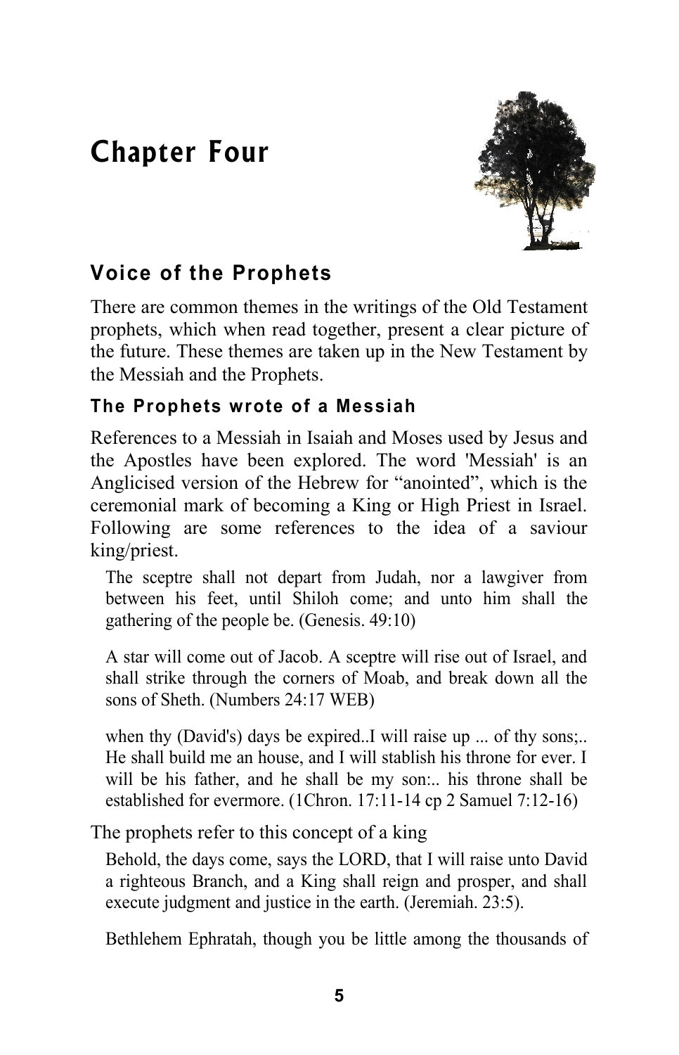## Chapter Four

### Voice of the Prophets

There are common themes in the writings of the Old Testament prophets, which when read together, present a clear picture of the future. These themes are taken up in the New Testament by the Messiah and the Prophets.

#### The Prophets wrote of a Messiah

References to a Messiah in Isaiah and Moses used by Jesus and the Apostles have been explored. The word 'Messiah' is an Anglicised version of the Hebrew for "anointed", which is the ceremonial mark of becoming a King or High Priest in Israel. Following are some references to the idea of a saviour king/priest.

> The sceptre shall not depart from Judah, nor a lawgiver from between his feet, until Shiloh come; and unto him shall the gathering of the people be. (Genesis. 49:10)

> A star will come out of Jacob. A sceptre will rise out of Israel, and shall strike through the corners of Moab, and break down all the sons of Sheth. (Numbers 24:17 WEB)

> when thy (David's) days be expired..I will raise up ... of thy sons;.. He shall build me an house, and I will stablish his throne for ever. I will be his father, and he shall be my son:.. his throne shall be established for evermore. (1Chron. 17:11-14 cp 2 Samuel 7:12-16)

The prophets refer to this concept of a king

> Behold, the days come, says the LORD, that I will raise unto David a righteous Branch, and a King shall reign and prosper, and shall execute judgment and justice in the earth. (Jeremiah. 23:5).

> Bethlehem Ephratah, though you be little among the thousands of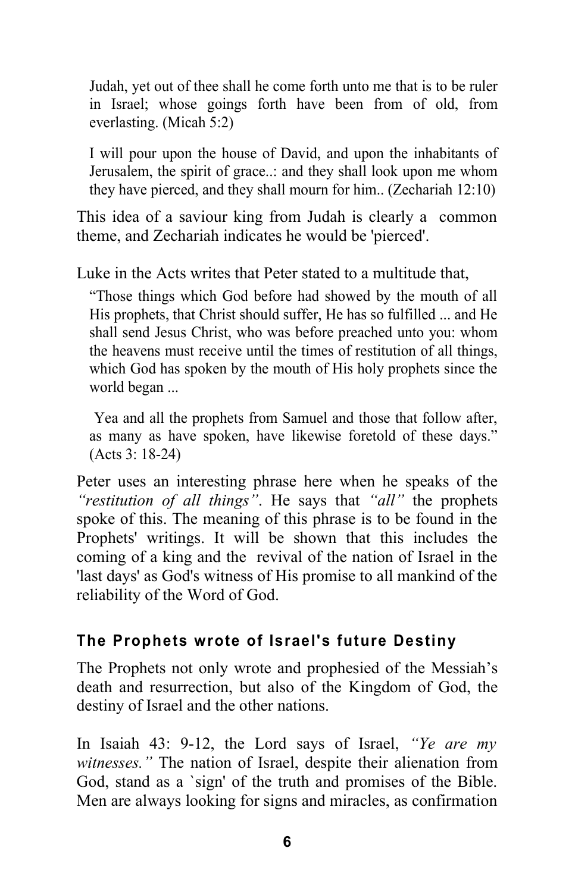> Judah, yet out of thee shall he come forth unto me that is to be ruler in Israel; whose goings forth have been from of old, from everlasting. (Micah 5:2)

> I will pour upon the house of David, and upon the inhabitants of Jerusalem, the spirit of grace..: and they shall look upon me whom they have pierced, and they shall mourn for him.. (Zechariah 12:10)

This idea of a saviour king from Judah is clearly a common theme, and Zechariah indicates he would be 'pierced'.

Luke in the Acts writes that Peter stated to a multitude that,

> "Those things which God before had showed by the mouth of all His prophets, that Christ should suffer, He has so fulfilled ... and He shall send Jesus Christ, who was before preached unto you: whom the heavens must receive until the times of restitution of all things, which God has spoken by the mouth of His holy prophets since the world began ...
>
> Yea and all the prophets from Samuel and those that follow after, as many as have spoken, have likewise foretold of these days." (Acts 3: 18-24)

Peter uses an interesting phrase here when he speaks of the *"restitution of all things"*. He says that *"all"* the prophets spoke of this. The meaning of this phrase is to be found in the Prophets' writings. It will be shown that this includes the coming of a king and the revival of the nation of Israel in the 'last days' as God's witness of His promise to all mankind of the reliability of the Word of God.

### The Prophets wrote of Israel's future Destiny

The Prophets not only wrote and prophesied of the Messiah's death and resurrection, but also of the Kingdom of God, the destiny of Israel and the other nations.

In Isaiah 43: 9-12, the Lord says of Israel, *"Ye are my witnesses."* The nation of Israel, despite their alienation from God, stand as a `sign' of the truth and promises of the Bible. Men are always looking for signs and miracles, as confirmation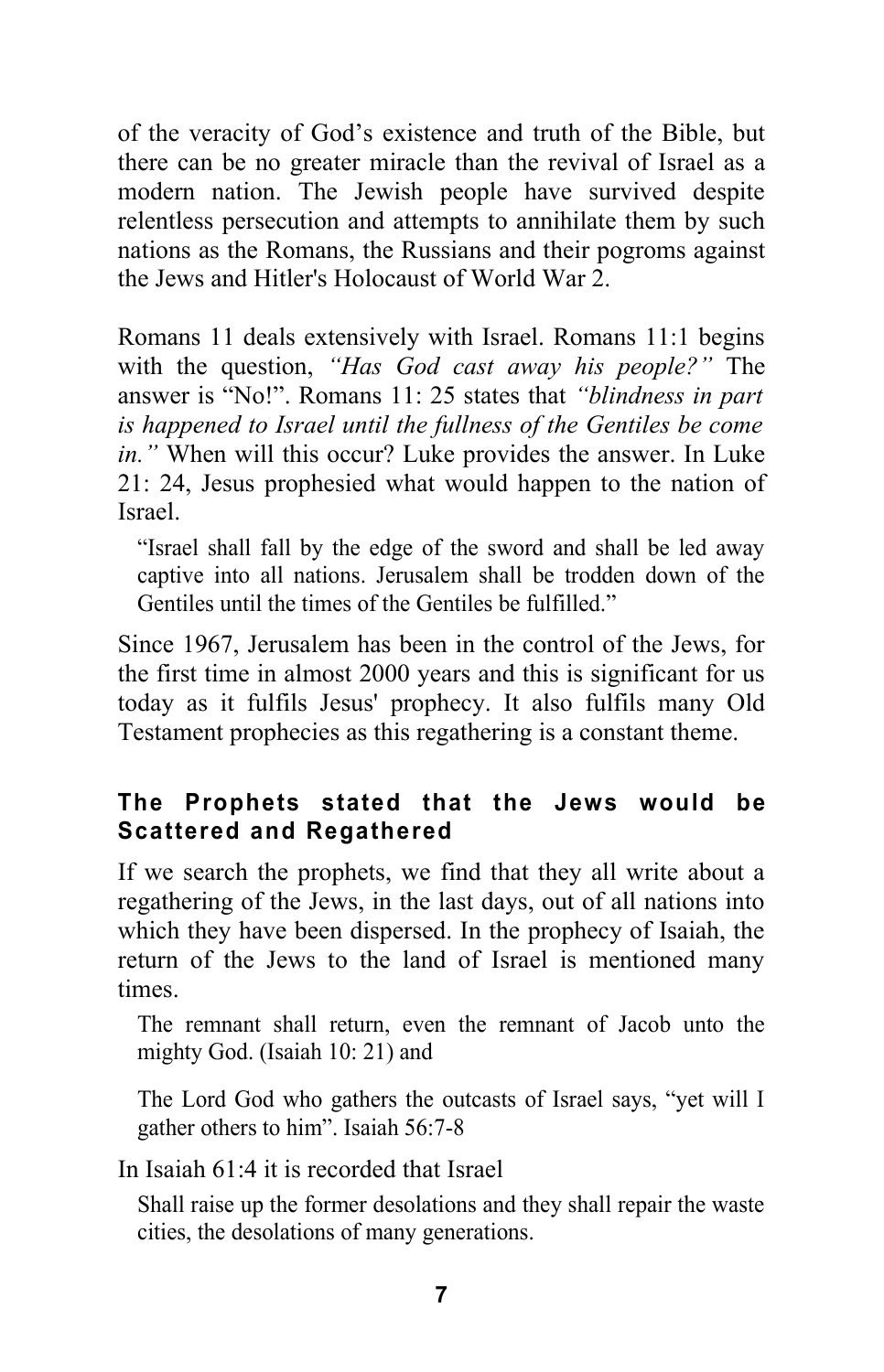of the veracity of God's existence and truth of the Bible, but there can be no greater miracle than the revival of Israel as a modern nation. The Jewish people have survived despite relentless persecution and attempts to annihilate them by such nations as the Romans, the Russians and their pogroms against the Jews and Hitler's Holocaust of World War 2.

Romans 11 deals extensively with Israel. Romans 11:1 begins with the question, *"Has God cast away his people?"* The answer is "No!". Romans 11: 25 states that *"blindness in part is happened to Israel until the fullness of the Gentiles be come in."* When will this occur? Luke provides the answer. In Luke 21: 24, Jesus prophesied what would happen to the nation of Israel.

> "Israel shall fall by the edge of the sword and shall be led away captive into all nations. Jerusalem shall be trodden down of the Gentiles until the times of the Gentiles be fulfilled."

Since 1967, Jerusalem has been in the control of the Jews, for the first time in almost 2000 years and this is significant for us today as it fulfils Jesus' prophecy. It also fulfils many Old Testament prophecies as this regathering is a constant theme.

### The Prophets stated that the Jews would be Scattered and Regathered

If we search the prophets, we find that they all write about a regathering of the Jews, in the last days, out of all nations into which they have been dispersed. In the prophecy of Isaiah, the return of the Jews to the land of Israel is mentioned many times.

> The remnant shall return, even the remnant of Jacob unto the mighty God. (Isaiah 10: 21) and

> The Lord God who gathers the outcasts of Israel says, "yet will I gather others to him". Isaiah 56:7-8

In Isaiah 61:4 it is recorded that Israel

> Shall raise up the former desolations and they shall repair the waste cities, the desolations of many generations.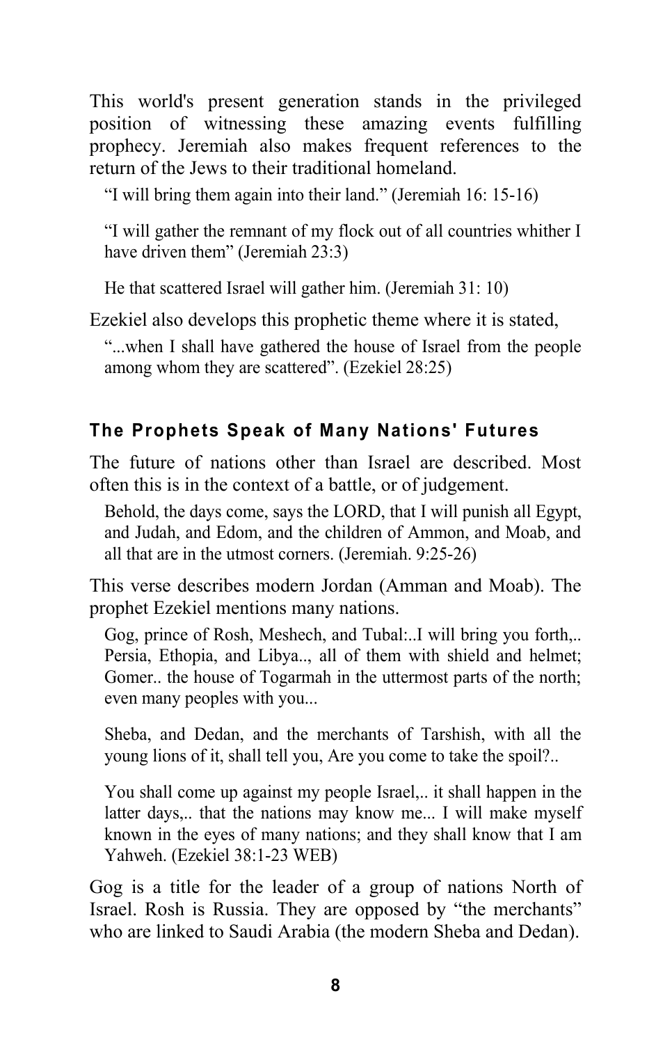This world's present generation stands in the privileged position of witnessing these amazing events fulfilling prophecy. Jeremiah also makes frequent references to the return of the Jews to their traditional homeland.

> "I will bring them again into their land." (Jeremiah 16: 15-16)

> "I will gather the remnant of my flock out of all countries whither I have driven them" (Jeremiah 23:3)

> He that scattered Israel will gather him. (Jeremiah 31: 10)

Ezekiel also develops this prophetic theme where it is stated,

> "...when I shall have gathered the house of Israel from the people among whom they are scattered". (Ezekiel 28:25)

### The Prophets Speak of Many Nations' Futures

The future of nations other than Israel are described. Most often this is in the context of a battle, or of judgement.

> Behold, the days come, says the LORD, that I will punish all Egypt, and Judah, and Edom, and the children of Ammon, and Moab, and all that are in the utmost corners. (Jeremiah. 9:25-26)

This verse describes modern Jordan (Amman and Moab). The prophet Ezekiel mentions many nations.

> Gog, prince of Rosh, Meshech, and Tubal:..I will bring you forth,.. Persia, Ethopia, and Libya.., all of them with shield and helmet; Gomer.. the house of Togarmah in the uttermost parts of the north; even many peoples with you...
>
> Sheba, and Dedan, and the merchants of Tarshish, with all the young lions of it, shall tell you, Are you come to take the spoil?..
>
> You shall come up against my people Israel,.. it shall happen in the latter days,.. that the nations may know me... I will make myself known in the eyes of many nations; and they shall know that I am Yahweh. (Ezekiel 38:1-23 WEB)

Gog is a title for the leader of a group of nations North of Israel. Rosh is Russia. They are opposed by "the merchants" who are linked to Saudi Arabia (the modern Sheba and Dedan).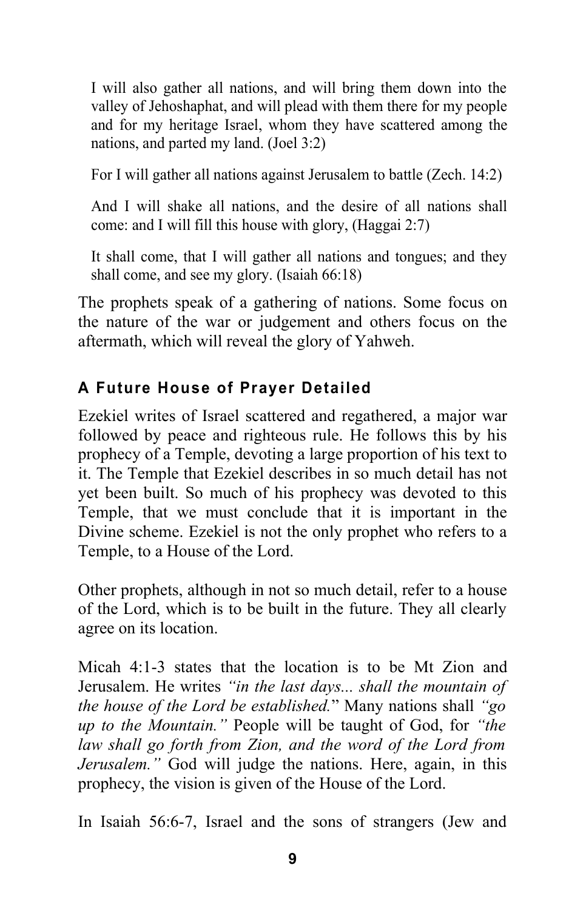> I will also gather all nations, and will bring them down into the valley of Jehoshaphat, and will plead with them there for my people and for my heritage Israel, whom they have scattered among the nations, and parted my land. (Joel 3:2)

> For I will gather all nations against Jerusalem to battle (Zech. 14:2)

> And I will shake all nations, and the desire of all nations shall come: and I will fill this house with glory, (Haggai 2:7)

> It shall come, that I will gather all nations and tongues; and they shall come, and see my glory. (Isaiah 66:18)

The prophets speak of a gathering of nations. Some focus on the nature of the war or judgement and others focus on the aftermath, which will reveal the glory of Yahweh.

## A Future House of Prayer Detailed

Ezekiel writes of Israel scattered and regathered, a major war followed by peace and righteous rule. He follows this by his prophecy of a Temple, devoting a large proportion of his text to it. The Temple that Ezekiel describes in so much detail has not yet been built. So much of his prophecy was devoted to this Temple, that we must conclude that it is important in the Divine scheme. Ezekiel is not the only prophet who refers to a Temple, to a House of the Lord.

Other prophets, although in not so much detail, refer to a house of the Lord, which is to be built in the future. They all clearly agree on its location.

Micah 4:1-3 states that the location is to be Mt Zion and Jerusalem. He writes *"in the last days... shall the mountain of the house of the Lord be established.*" Many nations shall *"go up to the Mountain."* People will be taught of God, for *"the law shall go forth from Zion, and the word of the Lord from Jerusalem."* God will judge the nations. Here, again, in this prophecy, the vision is given of the House of the Lord.

In Isaiah 56:6-7, Israel and the sons of strangers (Jew and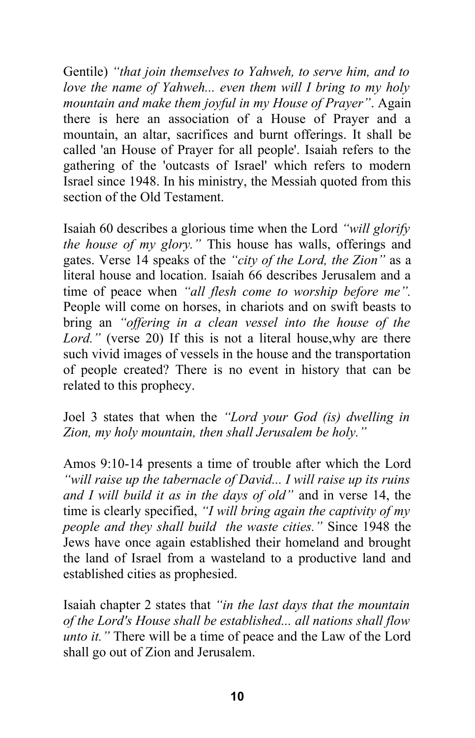Gentile) *"that join themselves to Yahweh, to serve him, and to love the name of Yahweh... even them will I bring to my holy mountain and make them joyful in my House of Prayer"*. Again there is here an association of a House of Prayer and a mountain, an altar, sacrifices and burnt offerings. It shall be called 'an House of Prayer for all people'. Isaiah refers to the gathering of the 'outcasts of Israel' which refers to modern Israel since 1948. In his ministry, the Messiah quoted from this section of the Old Testament.

Isaiah 60 describes a glorious time when the Lord *"will glorify the house of my glory."* This house has walls, offerings and gates. Verse 14 speaks of the *"city of the Lord, the Zion"* as a literal house and location. Isaiah 66 describes Jerusalem and a time of peace when *"all flesh come to worship before me".* People will come on horses, in chariots and on swift beasts to bring an *"offering in a clean vessel into the house of the Lord."* (verse 20) If this is not a literal house,why are there such vivid images of vessels in the house and the transportation of people created? There is no event in history that can be related to this prophecy.

Joel 3 states that when the *"Lord your God (is) dwelling in Zion, my holy mountain, then shall Jerusalem be holy."*

Amos 9:10-14 presents a time of trouble after which the Lord *"will raise up the tabernacle of David... I will raise up its ruins and I will build it as in the days of old"* and in verse 14, the time is clearly specified, *"I will bring again the captivity of my people and they shall build the waste cities."* Since 1948 the Jews have once again established their homeland and brought the land of Israel from a wasteland to a productive land and established cities as prophesied.

Isaiah chapter 2 states that *"in the last days that the mountain of the Lord's House shall be established... all nations shall flow unto it."* There will be a time of peace and the Law of the Lord shall go out of Zion and Jerusalem.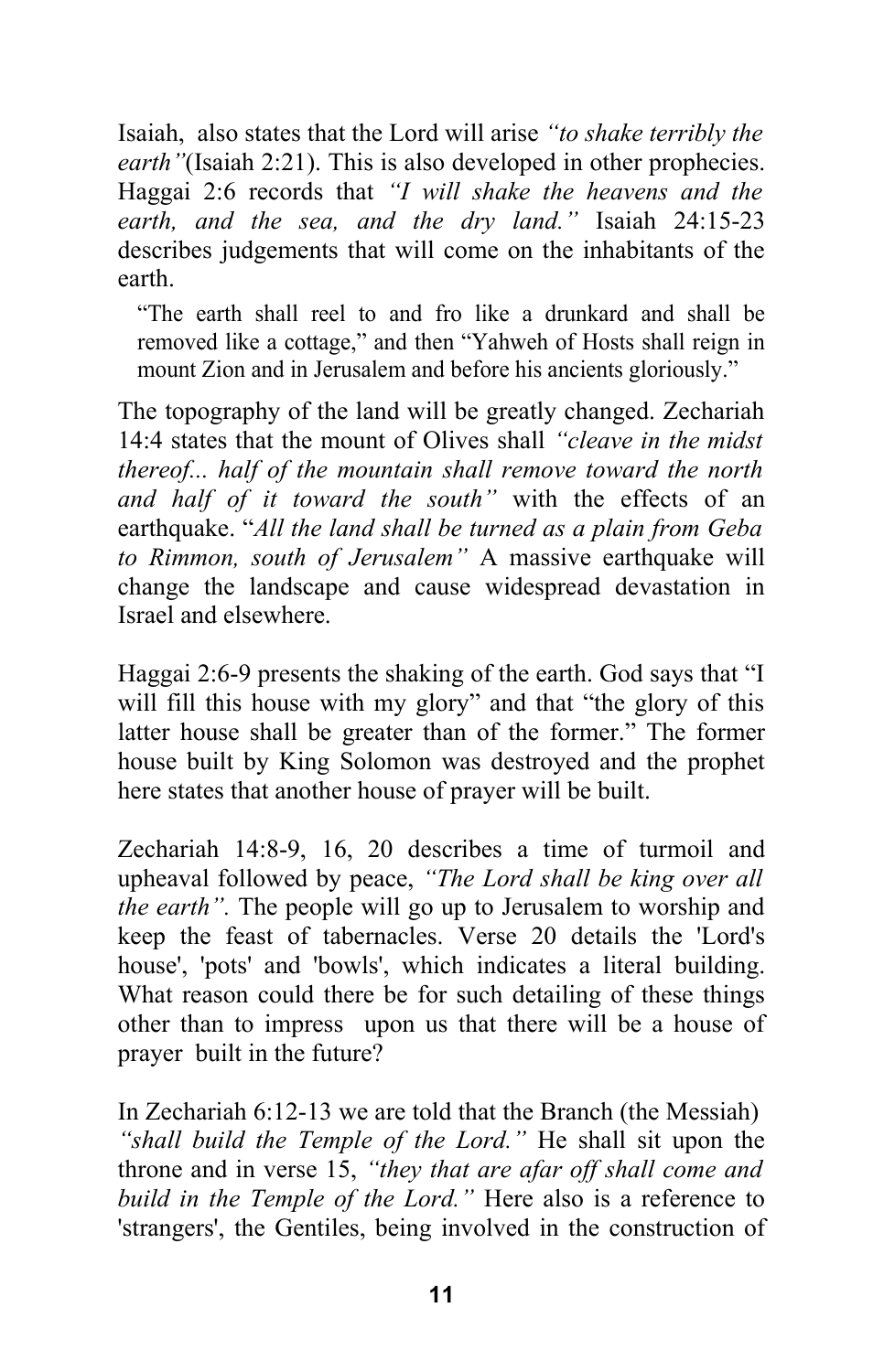Isaiah, also states that the Lord will arise *"to shake terribly the earth"*(Isaiah 2:21). This is also developed in other prophecies. Haggai 2:6 records that *"I will shake the heavens and the earth, and the sea, and the dry land."* Isaiah 24:15-23 describes judgements that will come on the inhabitants of the earth.

> "The earth shall reel to and fro like a drunkard and shall be removed like a cottage," and then "Yahweh of Hosts shall reign in mount Zion and in Jerusalem and before his ancients gloriously."

The topography of the land will be greatly changed. Zechariah 14:4 states that the mount of Olives shall *"cleave in the midst thereof... half of the mountain shall remove toward the north and half of it toward the south"* with the effects of an earthquake. "*All the land shall be turned as a plain from Geba to Rimmon, south of Jerusalem"* A massive earthquake will change the landscape and cause widespread devastation in Israel and elsewhere.

Haggai 2:6-9 presents the shaking of the earth. God says that "I will fill this house with my glory" and that "the glory of this latter house shall be greater than of the former." The former house built by King Solomon was destroyed and the prophet here states that another house of prayer will be built.

Zechariah 14:8-9, 16, 20 describes a time of turmoil and upheaval followed by peace, *"The Lord shall be king over all the earth".* The people will go up to Jerusalem to worship and keep the feast of tabernacles. Verse 20 details the 'Lord's house', 'pots' and 'bowls', which indicates a literal building. What reason could there be for such detailing of these things other than to impress upon us that there will be a house of prayer built in the future?

In Zechariah 6:12-13 we are told that the Branch (the Messiah) *"shall build the Temple of the Lord."* He shall sit upon the throne and in verse 15, *"they that are afar off shall come and build in the Temple of the Lord."* Here also is a reference to 'strangers', the Gentiles, being involved in the construction of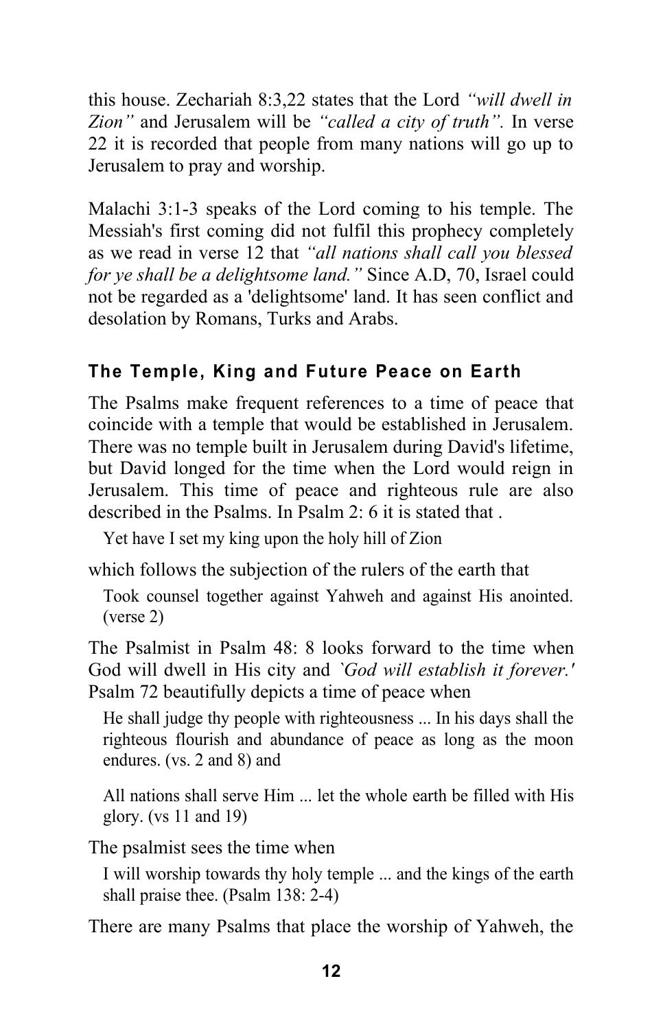this house. Zechariah 8:3,22 states that the Lord *"will dwell in Zion"* and Jerusalem will be *"called a city of truth"*. In verse 22 it is recorded that people from many nations will go up to Jerusalem to pray and worship.

Malachi 3:1-3 speaks of the Lord coming to his temple. The Messiah's first coming did not fulfil this prophecy completely as we read in verse 12 that *"all nations shall call you blessed for ye shall be a delightsome land."* Since A.D, 70, Israel could not be regarded as a 'delightsome' land. It has seen conflict and desolation by Romans, Turks and Arabs.

### The Temple, King and Future Peace on Earth

The Psalms make frequent references to a time of peace that coincide with a temple that would be established in Jerusalem. There was no temple built in Jerusalem during David's lifetime, but David longed for the time when the Lord would reign in Jerusalem. This time of peace and righteous rule are also described in the Psalms. In Psalm 2: 6 it is stated that .

> Yet have I set my king upon the holy hill of Zion

which follows the subjection of the rulers of the earth that

> Took counsel together against Yahweh and against His anointed. (verse 2)

The Psalmist in Psalm 48: 8 looks forward to the time when God will dwell in His city and *`God will establish it forever.'* Psalm 72 beautifully depicts a time of peace when

> He shall judge thy people with righteousness ... In his days shall the righteous flourish and abundance of peace as long as the moon endures. (vs. 2 and 8) and

> All nations shall serve Him ... let the whole earth be filled with His glory. (vs 11 and 19)

The psalmist sees the time when

> I will worship towards thy holy temple ... and the kings of the earth shall praise thee. (Psalm 138: 2-4)

There are many Psalms that place the worship of Yahweh, the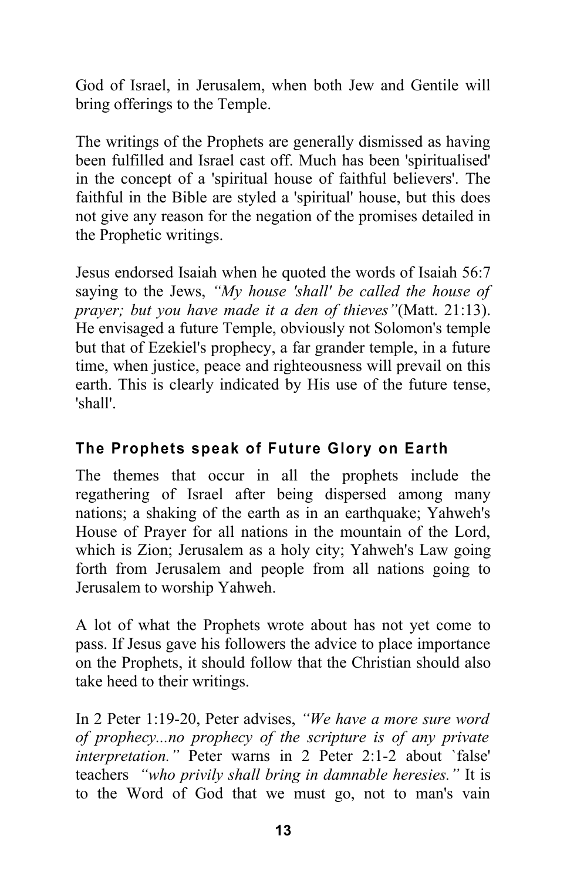God of Israel, in Jerusalem, when both Jew and Gentile will bring offerings to the Temple.

The writings of the Prophets are generally dismissed as having been fulfilled and Israel cast off. Much has been 'spiritualised' in the concept of a 'spiritual house of faithful believers'. The faithful in the Bible are styled a 'spiritual' house, but this does not give any reason for the negation of the promises detailed in the Prophetic writings.

Jesus endorsed Isaiah when he quoted the words of Isaiah 56:7 saying to the Jews, *"My house 'shall' be called the house of prayer; but you have made it a den of thieves"*(Matt. 21:13). He envisaged a future Temple, obviously not Solomon's temple but that of Ezekiel's prophecy, a far grander temple, in a future time, when justice, peace and righteousness will prevail on this earth. This is clearly indicated by His use of the future tense, 'shall'.

### The Prophets speak of Future Glory on Earth

The themes that occur in all the prophets include the regathering of Israel after being dispersed among many nations; a shaking of the earth as in an earthquake; Yahweh's House of Prayer for all nations in the mountain of the Lord, which is Zion; Jerusalem as a holy city; Yahweh's Law going forth from Jerusalem and people from all nations going to Jerusalem to worship Yahweh.

A lot of what the Prophets wrote about has not yet come to pass. If Jesus gave his followers the advice to place importance on the Prophets, it should follow that the Christian should also take heed to their writings.

In 2 Peter 1:19-20, Peter advises, *"We have a more sure word of prophecy...no prophecy of the scripture is of any private interpretation."* Peter warns in 2 Peter 2:1-2 about `false' teachers *"who privily shall bring in damnable heresies."* It is to the Word of God that we must go, not to man's vain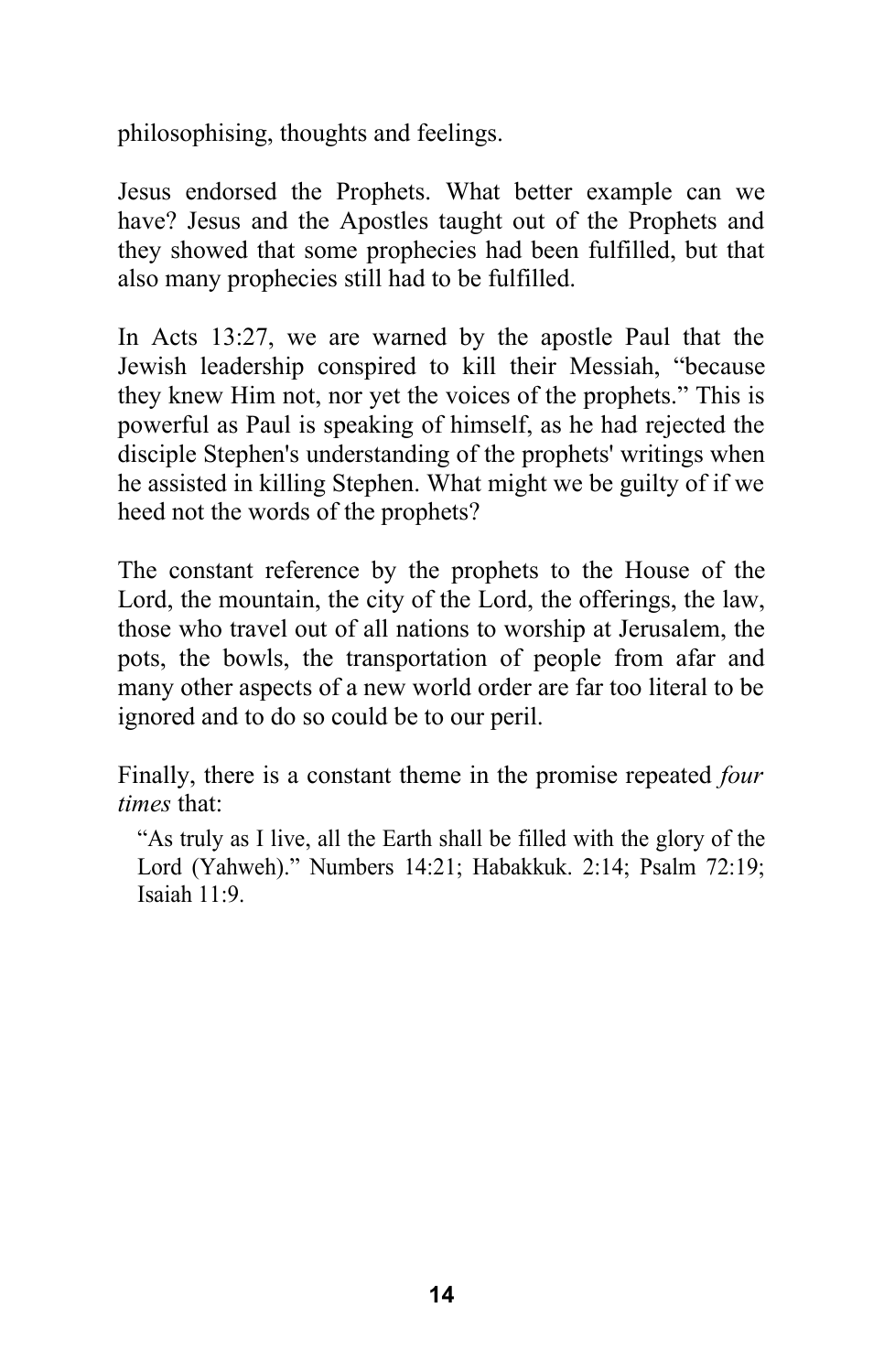philosophising, thoughts and feelings.

Jesus endorsed the Prophets. What better example can we have? Jesus and the Apostles taught out of the Prophets and they showed that some prophecies had been fulfilled, but that also many prophecies still had to be fulfilled.

In Acts 13:27, we are warned by the apostle Paul that the Jewish leadership conspired to kill their Messiah, "because they knew Him not, nor yet the voices of the prophets." This is powerful as Paul is speaking of himself, as he had rejected the disciple Stephen's understanding of the prophets' writings when he assisted in killing Stephen. What might we be guilty of if we heed not the words of the prophets?

The constant reference by the prophets to the House of the Lord, the mountain, the city of the Lord, the offerings, the law, those who travel out of all nations to worship at Jerusalem, the pots, the bowls, the transportation of people from afar and many other aspects of a new world order are far too literal to be ignored and to do so could be to our peril.

Finally, there is a constant theme in the promise repeated *four times* that:

> "As truly as I live, all the Earth shall be filled with the glory of the Lord (Yahweh)." Numbers 14:21; Habakkuk. 2:14; Psalm 72:19; Isaiah 11:9.